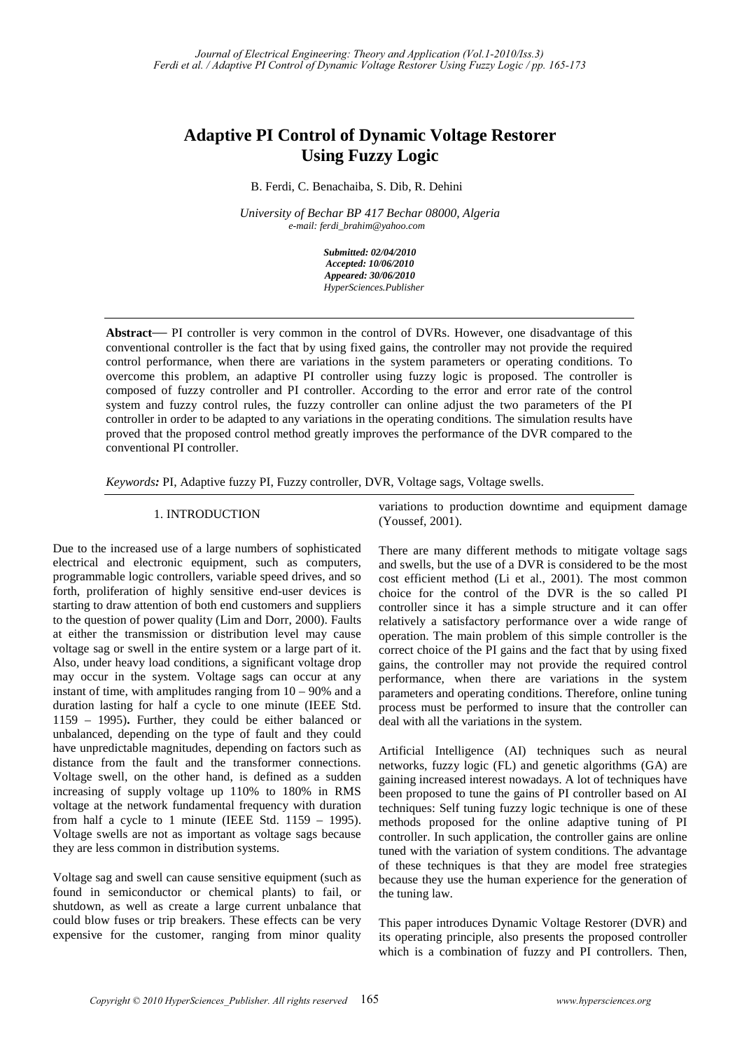# Adaptive PI Control of Dynamic Voltage Restorer Using Fuzzy Logic

B. Ferdi, C. Benachaiba, S. Dib, R. Dehini

*University of Bechar BP 417 Bechar 08000, Algeria*
*e-mail: ferdi_brahim@yahoo.com*

***Submitted: 02/04/2010***
***Accepted: 10/06/2010***
***Appeared: 30/06/2010***
*HyperSciences.Publisher*

---

**Abstract**— PI controller is very common in the control of DVRs. However, one disadvantage of this conventional controller is the fact that by using fixed gains, the controller may not provide the required control performance, when there are variations in the system parameters or operating conditions. To overcome this problem, an adaptive PI controller using fuzzy logic is proposed. The controller is composed of fuzzy controller and PI controller. According to the error and error rate of the control system and fuzzy control rules, the fuzzy controller can online adjust the two parameters of the PI controller in order to be adapted to any variations in the operating conditions. The simulation results have proved that the proposed control method greatly improves the performance of the DVR compared to the conventional PI controller.

*Keywords:* PI, Adaptive fuzzy PI, Fuzzy controller, DVR, Voltage sags, Voltage swells.

---

## 1. INTRODUCTION

Due to the increased use of a large numbers of sophisticated electrical and electronic equipment, such as computers, programmable logic controllers, variable speed drives, and so forth, proliferation of highly sensitive end-user devices is starting to draw attention of both end customers and suppliers to the question of power quality (Lim and Dorr, 2000). Faults at either the transmission or distribution level may cause voltage sag or swell in the entire system or a large part of it. Also, under heavy load conditions, a significant voltage drop may occur in the system. Voltage sags can occur at any instant of time, with amplitudes ranging from 10 – 90% and a duration lasting for half a cycle to one minute (IEEE Std. 1159 – 1995). Further, they could be either balanced or unbalanced, depending on the type of fault and they could have unpredictable magnitudes, depending on factors such as distance from the fault and the transformer connections. Voltage swell, on the other hand, is defined as a sudden increasing of supply voltage up 110% to 180% in RMS voltage at the network fundamental frequency with duration from half a cycle to 1 minute (IEEE Std. 1159 – 1995). Voltage swells are not as important as voltage sags because they are less common in distribution systems.

Voltage sag and swell can cause sensitive equipment (such as found in semiconductor or chemical plants) to fail, or shutdown, as well as create a large current unbalance that could blow fuses or trip breakers. These effects can be very expensive for the customer, ranging from minor quality variations to production downtime and equipment damage (Youssef, 2001).

There are many different methods to mitigate voltage sags and swells, but the use of a DVR is considered to be the most cost efficient method (Li et al., 2001). The most common choice for the control of the DVR is the so called PI controller since it has a simple structure and it can offer relatively a satisfactory performance over a wide range of operation. The main problem of this simple controller is the correct choice of the PI gains and the fact that by using fixed gains, the controller may not provide the required control performance, when there are variations in the system parameters and operating conditions. Therefore, online tuning process must be performed to insure that the controller can deal with all the variations in the system.

Artificial Intelligence (AI) techniques such as neural networks, fuzzy logic (FL) and genetic algorithms (GA) are gaining increased interest nowadays. A lot of techniques have been proposed to tune the gains of PI controller based on AI techniques: Self tuning fuzzy logic technique is one of these methods proposed for the online adaptive tuning of PI controller. In such application, the controller gains are online tuned with the variation of system conditions. The advantage of these techniques is that they are model free strategies because they use the human experience for the generation of the tuning law.

This paper introduces Dynamic Voltage Restorer (DVR) and its operating principle, also presents the proposed controller which is a combination of fuzzy and PI controllers. Then,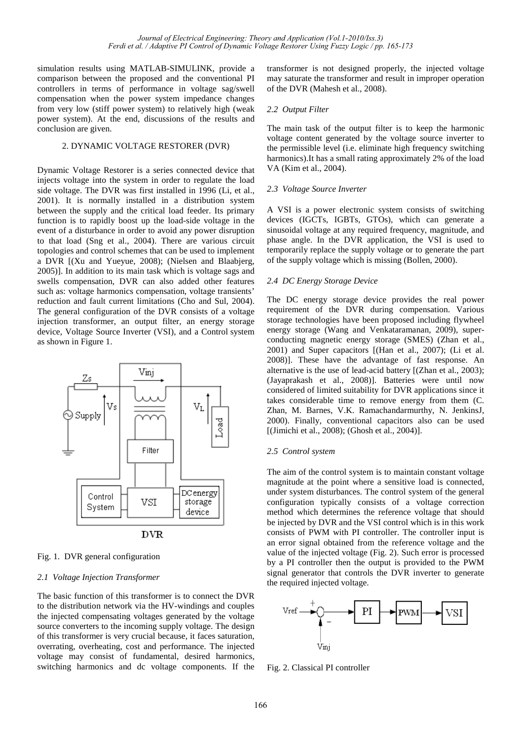simulation results using MATLAB-SIMULINK, provide a comparison between the proposed and the conventional PI controllers in terms of performance in voltage sag/swell compensation when the power system impedance changes from very low (stiff power system) to relatively high (weak power system). At the end, discussions of the results and conclusion are given.

## 2. DYNAMIC VOLTAGE RESTORER (DVR)

Dynamic Voltage Restorer is a series connected device that injects voltage into the system in order to regulate the load side voltage. The DVR was first installed in 1996 (Li, et al., 2001). It is normally installed in a distribution system between the supply and the critical load feeder. Its primary function is to rapidly boost up the load-side voltage in the event of a disturbance in order to avoid any power disruption to that load (Sng et al., 2004). There are various circuit topologies and control schemes that can be used to implement a DVR [(Xu and Yueyue, 2008); (Nielsen and Blaabjerg, 2005)]. In addition to its main task which is voltage sags and swells compensation, DVR can also added other features such as: voltage harmonics compensation, voltage transients' reduction and fault current limitations (Cho and Sul, 2004). The general configuration of the DVR consists of a voltage injection transformer, an output filter, an energy storage device, Voltage Source Inverter (VSI), and a Control system as shown in Figure 1.

Fig. 1. DVR general configuration

### *2.1 Voltage Injection Transformer*

The basic function of this transformer is to connect the DVR to the distribution network via the HV-windings and couples the injected compensating voltages generated by the voltage source converters to the incoming supply voltage. The design of this transformer is very crucial because, it faces saturation, overrating, overheating, cost and performance. The injected voltage may consist of fundamental, desired harmonics, switching harmonics and dc voltage components. If the transformer is not designed properly, the injected voltage may saturate the transformer and result in improper operation of the DVR (Mahesh et al., 2008).

### *2.2 Output Filter*

The main task of the output filter is to keep the harmonic voltage content generated by the voltage source inverter to the permissible level (i.e. eliminate high frequency switching harmonics).It has a small rating approximately 2% of the load VA (Kim et al., 2004).

### *2.3 Voltage Source Inverter*

A VSI is a power electronic system consists of switching devices (IGCTs, IGBTs, GTOs), which can generate a sinusoidal voltage at any required frequency, magnitude, and phase angle. In the DVR application, the VSI is used to temporarily replace the supply voltage or to generate the part of the supply voltage which is missing (Bollen, 2000).

### *2.4 DC Energy Storage Device*

The DC energy storage device provides the real power requirement of the DVR during compensation. Various storage technologies have been proposed including flywheel energy storage (Wang and Venkataramanan, 2009), super-conducting magnetic energy storage (SMES) (Zhan et al., 2001) and Super capacitors [(Han et al., 2007); (Li et al. 2008)]. These have the advantage of fast response. An alternative is the use of lead-acid battery [(Zhan et al., 2003); (Jayaprakash et al., 2008)]. Batteries were until now considered of limited suitability for DVR applications since it takes considerable time to remove energy from them (C. Zhan, M. Barnes, V.K. Ramachandarmurthy, N. JenkinsJ, 2000). Finally, conventional capacitors also can be used [(Jimichi et al., 2008); (Ghosh et al., 2004)].

### *2.5 Control system*

The aim of the control system is to maintain constant voltage magnitude at the point where a sensitive load is connected, under system disturbances. The control system of the general configuration typically consists of a voltage correction method which determines the reference voltage that should be injected by DVR and the VSI control which is in this work consists of PWM with PI controller. The controller input is an error signal obtained from the reference voltage and the value of the injected voltage (Fig. 2). Such error is processed by a PI controller then the output is provided to the PWM signal generator that controls the DVR inverter to generate the required injected voltage.

Fig. 2. Classical PI controller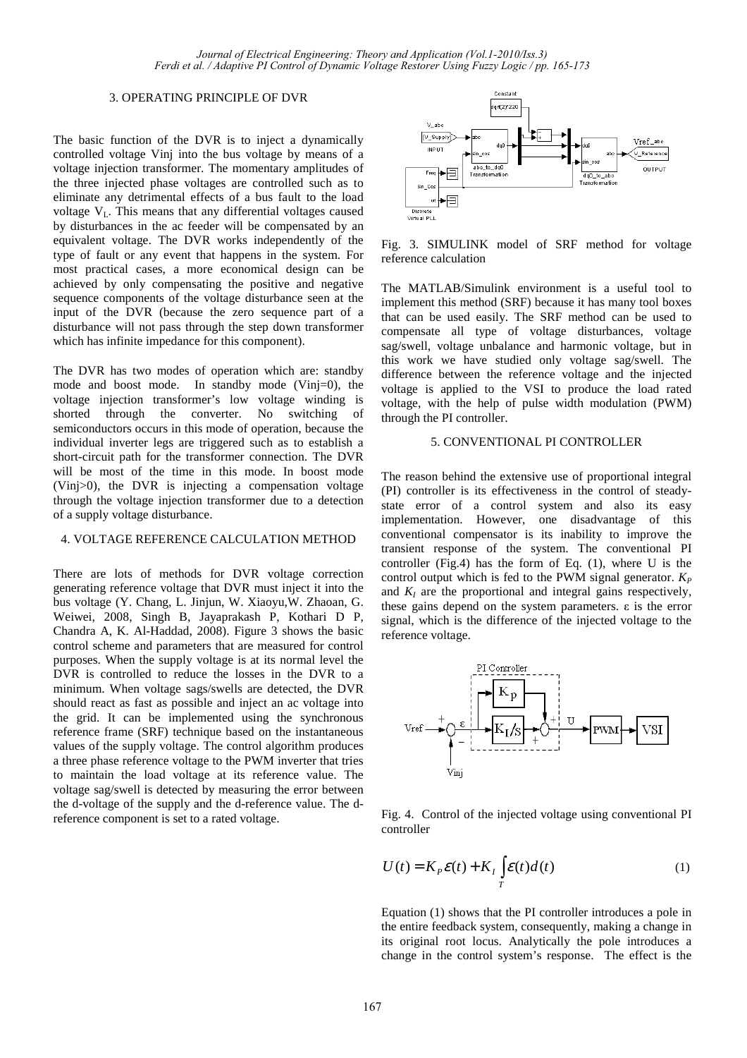## 3. OPERATING PRINCIPLE OF DVR

The basic function of the DVR is to inject a dynamically controlled voltage Vinj into the bus voltage by means of a voltage injection transformer. The momentary amplitudes of the three injected phase voltages are controlled such as to eliminate any detrimental effects of a bus fault to the load voltage $V_L$. This means that any differential voltages caused by disturbances in the ac feeder will be compensated by an equivalent voltage. The DVR works independently of the type of fault or any event that happens in the system. For most practical cases, a more economical design can be achieved by only compensating the positive and negative sequence components of the voltage disturbance seen at the input of the DVR (because the zero sequence part of a disturbance will not pass through the step down transformer which has infinite impedance for this component).

The DVR has two modes of operation which are: standby mode and boost mode. In standby mode (Vinj=0), the voltage injection transformer's low voltage winding is shorted through the converter. No switching of semiconductors occurs in this mode of operation, because the individual inverter legs are triggered such as to establish a short-circuit path for the transformer connection. The DVR will be most of the time in this mode. In boost mode (Vinj>0), the DVR is injecting a compensation voltage through the voltage injection transformer due to a detection of a supply voltage disturbance.

## 4. VOLTAGE REFERENCE CALCULATION METHOD

There are lots of methods for DVR voltage correction generating reference voltage that DVR must inject it into the bus voltage (Y. Chang, L. Jinjun, W. Xiaoyu,W. Zhaoan, G. Weiwei, 2008, Singh B, Jayaprakash P, Kothari D P, Chandra A, K. Al-Haddad, 2008). Figure 3 shows the basic control scheme and parameters that are measured for control purposes. When the supply voltage is at its normal level the DVR is controlled to reduce the losses in the DVR to a minimum. When voltage sags/swells are detected, the DVR should react as fast as possible and inject an ac voltage into the grid. It can be implemented using the synchronous reference frame (SRF) technique based on the instantaneous values of the supply voltage. The control algorithm produces a three phase reference voltage to the PWM inverter that tries to maintain the load voltage at its reference value. The voltage sag/swell is detected by measuring the error between the d-voltage of the supply and the d-reference value. The d-reference component is set to a rated voltage.

Fig. 3. SIMULINK model of SRF method for voltage reference calculation

The MATLAB/Simulink environment is a useful tool to implement this method (SRF) because it has many tool boxes that can be used easily. The SRF method can be used to compensate all type of voltage disturbances, voltage sag/swell, voltage unbalance and harmonic voltage, but in this work we have studied only voltage sag/swell. The difference between the reference voltage and the injected voltage is applied to the VSI to produce the load rated voltage, with the help of pulse width modulation (PWM) through the PI controller.

## 5. CONVENTIONAL PI CONTROLLER

The reason behind the extensive use of proportional integral (PI) controller is its effectiveness in the control of steady-state error of a control system and also its easy implementation. However, one disadvantage of this conventional compensator is its inability to improve the transient response of the system. The conventional PI controller (Fig.4) has the form of Eq. (1), where U is the control output which is fed to the PWM signal generator. $K_P$ and $K_I$ are the proportional and integral gains respectively, these gains depend on the system parameters. ε is the error signal, which is the difference of the injected voltage to the reference voltage.

Fig. 4. Control of the injected voltage using conventional PI controller

$$U(t) = K_P \varepsilon(t) + K_I \int_T \varepsilon(t) d(t) \qquad (1)$$

Equation (1) shows that the PI controller introduces a pole in the entire feedback system, consequently, making a change in its original root locus. Analytically the pole introduces a change in the control system's response. The effect is the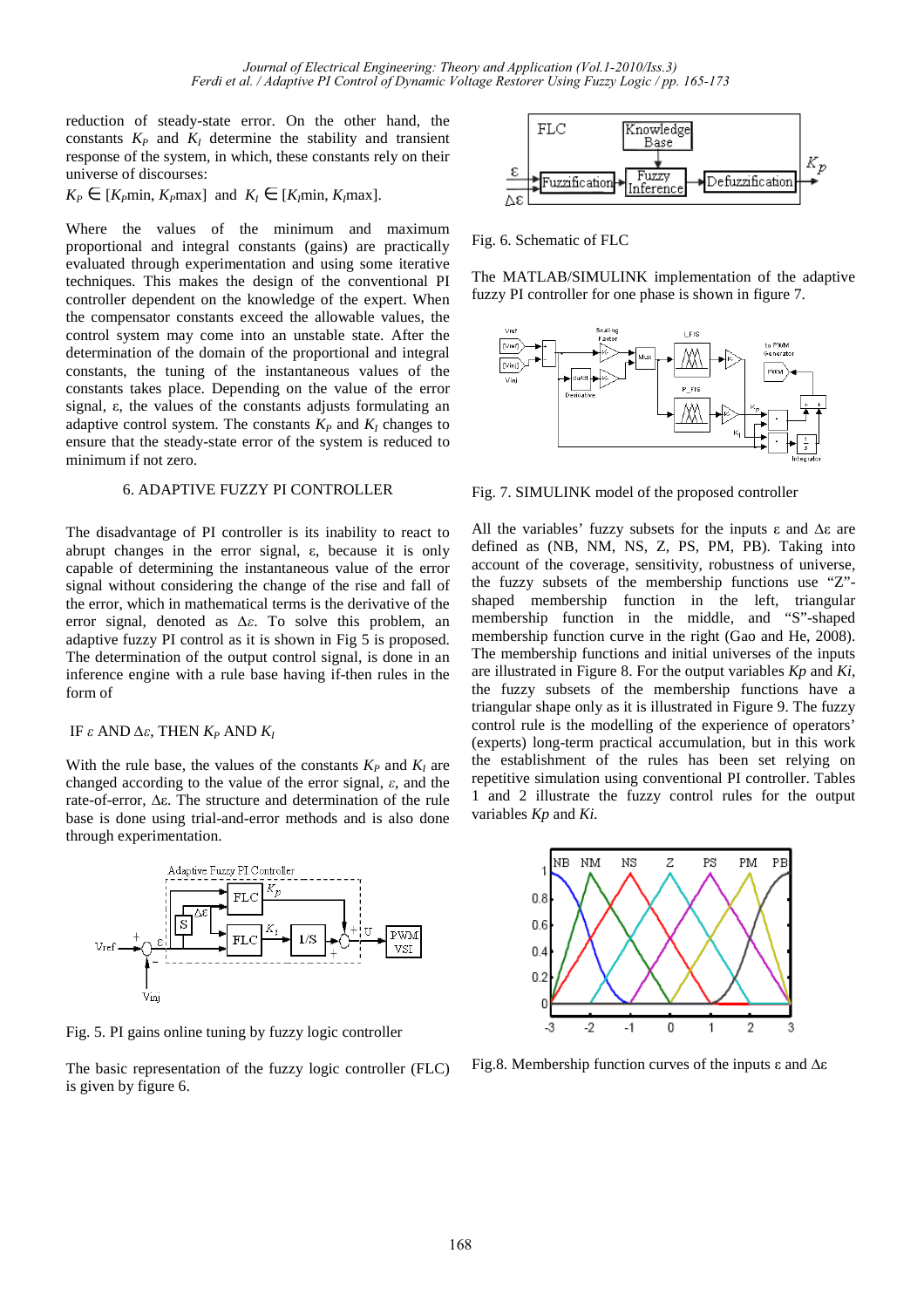reduction of steady-state error. On the other hand, the constants $K_P$ and $K_I$ determine the stability and transient response of the system, in which, these constants rely on their universe of discourses:

$K_P \in [K_P\text{min}, K_P\text{max}]$ and $K_I \in [K_I\text{min}, K_I\text{max}]$.

Where the values of the minimum and maximum proportional and integral constants (gains) are practically evaluated through experimentation and using some iterative techniques. This makes the design of the conventional PI controller dependent on the knowledge of the expert. When the compensator constants exceed the allowable values, the control system may come into an unstable state. After the determination of the domain of the proportional and integral constants, the tuning of the instantaneous values of the constants takes place. Depending on the value of the error signal, ε, the values of the constants adjusts formulating an adaptive control system. The constants $K_P$ and $K_I$ changes to ensure that the steady-state error of the system is reduced to minimum if not zero.

## 6. ADAPTIVE FUZZY PI CONTROLLER

The disadvantage of PI controller is its inability to react to abrupt changes in the error signal, ε, because it is only capable of determining the instantaneous value of the error signal without considering the change of the rise and fall of the error, which in mathematical terms is the derivative of the error signal, denoted as $\Delta\varepsilon$. To solve this problem, an adaptive fuzzy PI control as it is shown in Fig 5 is proposed. The determination of the output control signal, is done in an inference engine with a rule base having if-then rules in the form of

IF $\varepsilon$ AND $\Delta\varepsilon$, THEN $K_P$ AND $K_I$

With the rule base, the values of the constants $K_P$ and $K_I$ are changed according to the value of the error signal, $\varepsilon$, and the rate-of-error, $\Delta\varepsilon$. The structure and determination of the rule base is done using trial-and-error methods and is also done through experimentation.

Fig. 5. PI gains online tuning by fuzzy logic controller

The basic representation of the fuzzy logic controller (FLC) is given by figure 6.

Fig. 6. Schematic of FLC

The MATLAB/SIMULINK implementation of the adaptive fuzzy PI controller for one phase is shown in figure 7.

Fig. 7. SIMULINK model of the proposed controller

All the variables' fuzzy subsets for the inputs ε and Δε are defined as (NB, NM, NS, Z, PS, PM, PB). Taking into account of the coverage, sensitivity, robustness of universe, the fuzzy subsets of the membership functions use "Z"-shaped membership function in the left, triangular membership function in the middle, and "S"-shaped membership function curve in the right (Gao and He, 2008). The membership functions and initial universes of the inputs are illustrated in Figure 8. For the output variables *Kp* and *Ki*, the fuzzy subsets of the membership functions have a triangular shape only as it is illustrated in Figure 9. The fuzzy control rule is the modelling of the experience of operators' (experts) long-term practical accumulation, but in this work the establishment of the rules has been set relying on repetitive simulation using conventional PI controller. Tables 1 and 2 illustrate the fuzzy control rules for the output variables *Kp* and *Ki*.

Fig.8. Membership function curves of the inputs ε and Δε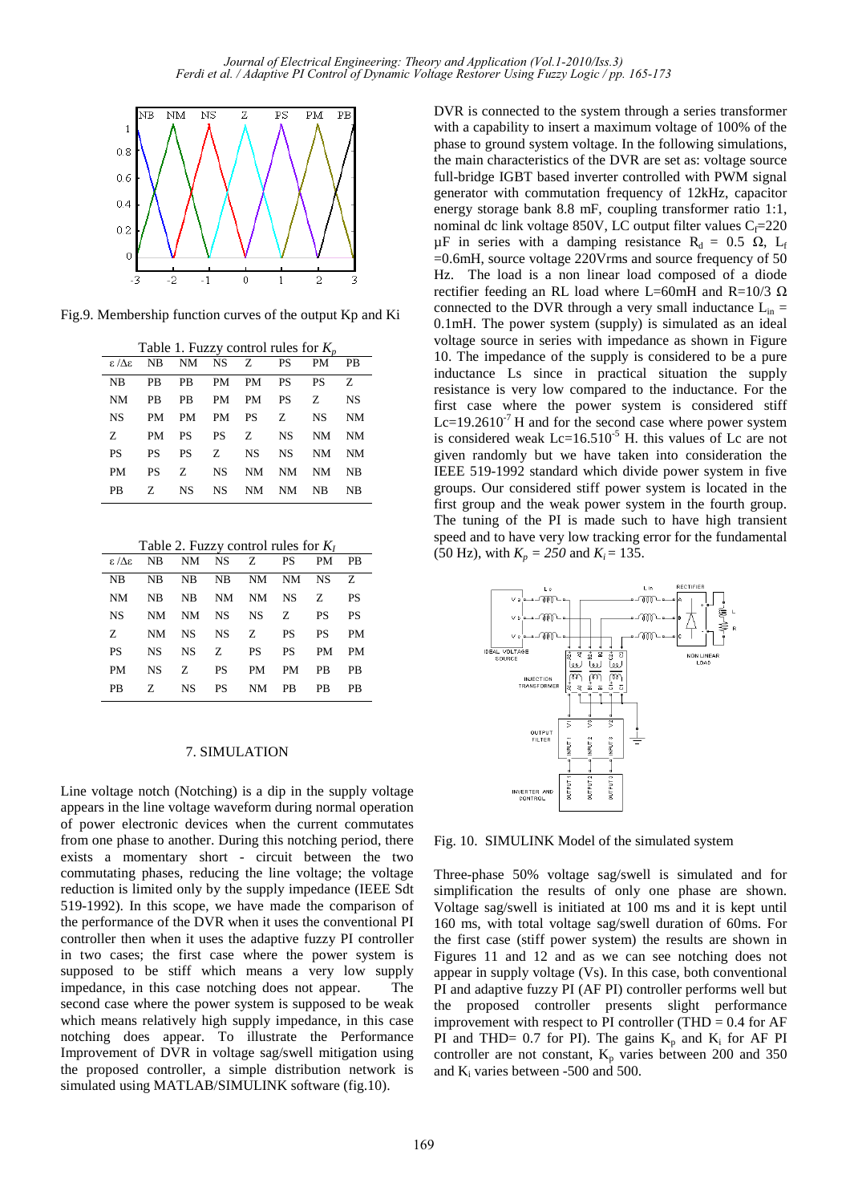Fig.9. Membership function curves of the output Kp and Ki

Table 1. Fuzzy control rules for $K_p$

| ε /Δε | NB | NM | NS | Z | PS | PM | PB |
|---|---|---|---|---|---|---|---|
| NB | PB | PB | PM | PM | PS | PS | Z |
| NM | PB | PB | PM | PM | PS | Z | NS |
| NS | PM | PM | PM | PS | Z | NS | NM |
| Z | PM | PS | PS | Z | NS | NM | NM |
| PS | PS | PS | Z | NS | NS | NM | NM |
| PM | PS | Z | NS | NM | NM | NM | NB |
| PB | Z | NS | NS | NM | NM | NB | NB |

Table 2. Fuzzy control rules for $K_I$

| ε /Δε | NB | NM | NS | Z | PS | PM | PB |
|---|---|---|---|---|---|---|---|
| NB | NB | NB | NB | NM | NM | NS | Z |
| NM | NB | NB | NM | NM | NS | Z | PS |
| NS | NM | NM | NS | NS | Z | PS | PS |
| Z | NM | NS | NS | Z | PS | PS | PM |
| PS | NS | NS | Z | PS | PS | PM | PM |
| PM | NS | Z | PS | PM | PM | PB | PB |
| PB | Z | NS | PS | NM | PB | PB | PB |

## 7. SIMULATION

Line voltage notch (Notching) is a dip in the supply voltage appears in the line voltage waveform during normal operation of power electronic devices when the current commutates from one phase to another. During this notching period, there exists a momentary short - circuit between the two commutating phases, reducing the line voltage; the voltage reduction is limited only by the supply impedance (IEEE Sdt 519-1992). In this scope, we have made the comparison of the performance of the DVR when it uses the conventional PI controller then when it uses the adaptive fuzzy PI controller in two cases; the first case where the power system is supposed to be stiff which means a very low supply impedance, in this case notching does not appear. The second case where the power system is supposed to be weak which means relatively high supply impedance, in this case notching does appear. To illustrate the Performance Improvement of DVR in voltage sag/swell mitigation using the proposed controller, a simple distribution network is simulated using MATLAB/SIMULINK software (fig.10).

DVR is connected to the system through a series transformer with a capability to insert a maximum voltage of 100% of the phase to ground system voltage. In the following simulations, the main characteristics of the DVR are set as: voltage source full-bridge IGBT based inverter controlled with PWM signal generator with commutation frequency of 12kHz, capacitor energy storage bank 8.8 mF, coupling transformer ratio 1:1, nominal dc link voltage 850V, LC output filter values $C_f$=220 μF in series with a damping resistance $R_d$ = 0.5 Ω, $L_f$ =0.6mH, source voltage 220Vrms and source frequency of 50 Hz. The load is a non linear load composed of a diode rectifier feeding an RL load where L=60mH and R=10/3 Ω connected to the DVR through a very small inductance $L_{in}$ = 0.1mH. The power system (supply) is simulated as an ideal voltage source in series with impedance as shown in Figure 10. The impedance of the supply is considered to be a pure inductance Ls since in practical situation the supply resistance is very low compared to the inductance. For the first case where the power system is considered stiff Lc=19.2610$^{-7}$ H and for the second case where power system is considered weak Lc=16.510$^{-5}$ H. this values of Lc are not given randomly but we have taken into consideration the IEEE 519-1992 standard which divide power system in five groups. Our considered stiff power system is located in the first group and the weak power system in the fourth group. The tuning of the PI is made such to have high transient speed and to have very low tracking error for the fundamental (50 Hz), with $K_p$ = *250* and $K_i$ = 135.

Fig. 10. SIMULINK Model of the simulated system

Three-phase 50% voltage sag/swell is simulated and for simplification the results of only one phase are shown. Voltage sag/swell is initiated at 100 ms and it is kept until 160 ms, with total voltage sag/swell duration of 60ms. For the first case (stiff power system) the results are shown in Figures 11 and 12 and as we can see notching does not appear in supply voltage (Vs). In this case, both conventional PI and adaptive fuzzy PI (AF PI) controller performs well but the proposed controller presents slight performance improvement with respect to PI controller (THD = 0.4 for AF PI and THD= 0.7 for PI). The gains $K_p$ and $K_i$ for AF PI controller are not constant, $K_p$ varies between 200 and 350 and $K_i$ varies between -500 and 500.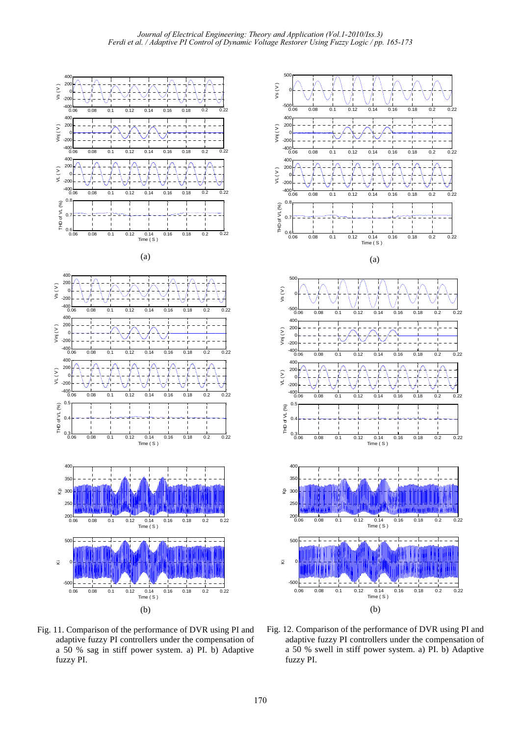Fig. 11. Comparison of the performance of DVR using PI and adaptive fuzzy PI controllers under the compensation of a 50 % sag in stiff power system. a) PI. b) Adaptive fuzzy PI.

Fig. 12. Comparison of the performance of DVR using PI and adaptive fuzzy PI controllers under the compensation of a 50 % swell in stiff power system. a) PI. b) Adaptive fuzzy PI.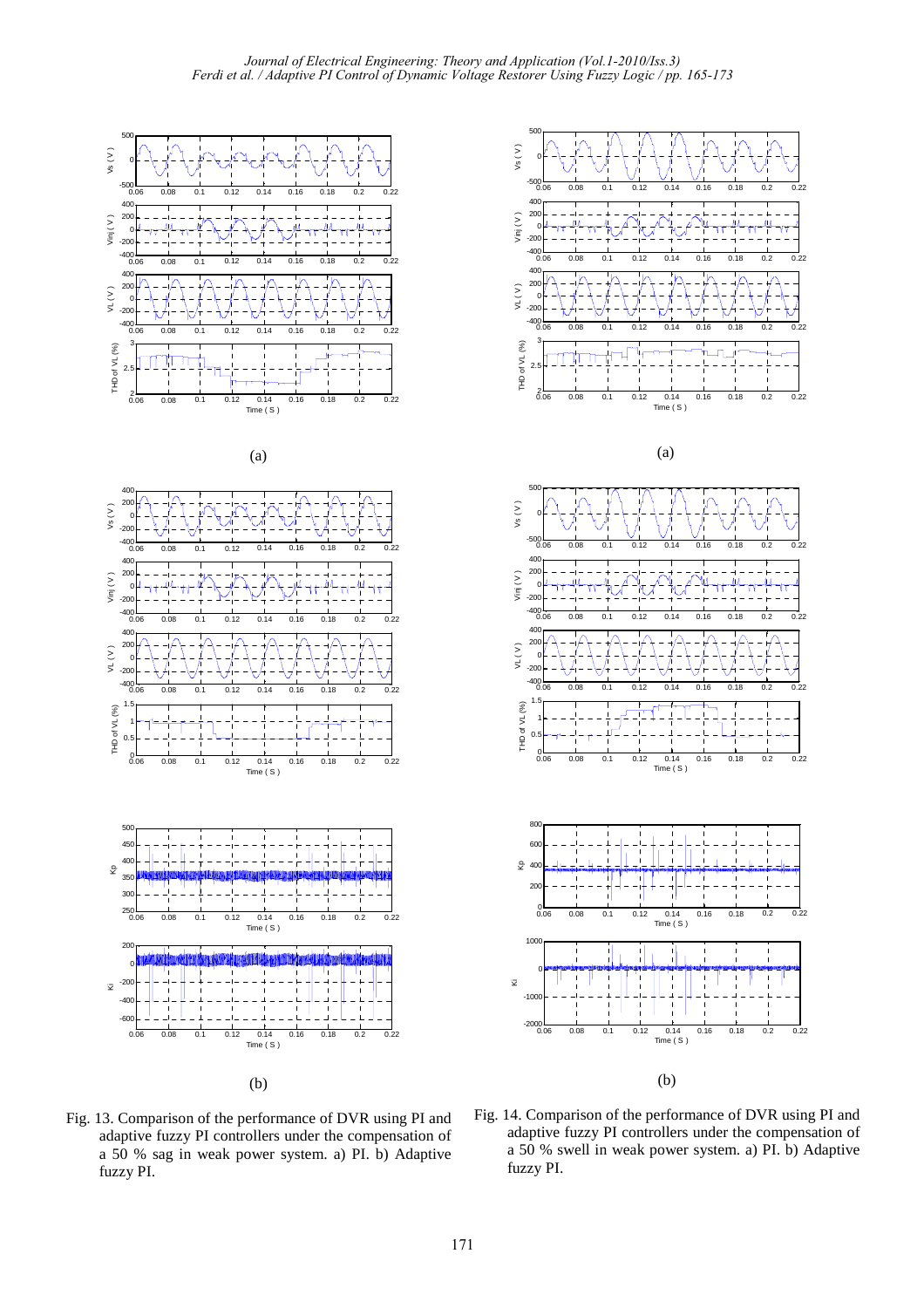(a)

(b)

Fig. 13. Comparison of the performance of DVR using PI and adaptive fuzzy PI controllers under the compensation of a 50 % sag in weak power system. a) PI. b) Adaptive fuzzy PI.

(a)

(b)

Fig. 14. Comparison of the performance of DVR using PI and adaptive fuzzy PI controllers under the compensation of a 50 % swell in weak power system. a) PI. b) Adaptive fuzzy PI.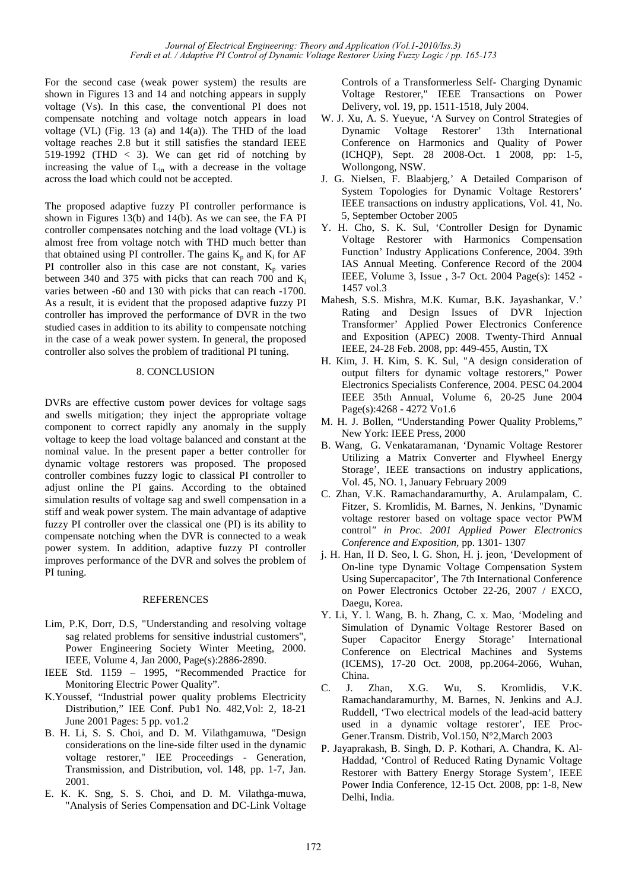For the second case (weak power system) the results are shown in Figures 13 and 14 and notching appears in supply voltage (Vs). In this case, the conventional PI does not compensate notching and voltage notch appears in load voltage (VL) (Fig. 13 (a) and 14(a)). The THD of the load voltage reaches 2.8 but it still satisfies the standard IEEE 519-1992 (THD < 3). We can get rid of notching by increasing the value of $L_{in}$ with a decrease in the voltage across the load which could not be accepted.

The proposed adaptive fuzzy PI controller performance is shown in Figures 13(b) and 14(b). As we can see, the FA PI controller compensates notching and the load voltage (VL) is almost free from voltage notch with THD much better than that obtained using PI controller. The gains $K_p$ and $K_i$ for AF PI controller also in this case are not constant, $K_p$ varies between 340 and 375 with picks that can reach 700 and $K_i$ varies between -60 and 130 with picks that can reach -1700. As a result, it is evident that the proposed adaptive fuzzy PI controller has improved the performance of DVR in the two studied cases in addition to its ability to compensate notching in the case of a weak power system. In general, the proposed controller also solves the problem of traditional PI tuning.

## 8. CONCLUSION

DVRs are effective custom power devices for voltage sags and swells mitigation; they inject the appropriate voltage component to correct rapidly any anomaly in the supply voltage to keep the load voltage balanced and constant at the nominal value. In the present paper a better controller for dynamic voltage restorers was proposed. The proposed controller combines fuzzy logic to classical PI controller to adjust online the PI gains. According to the obtained simulation results of voltage sag and swell compensation in a stiff and weak power system. The main advantage of adaptive fuzzy PI controller over the classical one (PI) is its ability to compensate notching when the DVR is connected to a weak power system. In addition, adaptive fuzzy PI controller improves performance of the DVR and solves the problem of PI tuning.

## REFERENCES

Lim, P.K, Dorr, D.S, "Understanding and resolving voltage sag related problems for sensitive industrial customers", Power Engineering Society Winter Meeting, 2000. IEEE, Volume 4, Jan 2000, Page(s):2886-2890.

IEEE Std. 1159 – 1995, "Recommended Practice for Monitoring Electric Power Quality".

K.Youssef, "Industrial power quality problems Electricity Distribution," IEE Conf. Pub1 No. 482,Vol: 2, 18-21 June 2001 Pages: 5 pp. vo1.2

B. H. Li, S. S. Choi, and D. M. Vilathgamuwa, "Design considerations on the line-side filter used in the dynamic voltage restorer," IEE Proceedings - Generation, Transmission, and Distribution, vol. 148, pp. 1-7, Jan. 2001.

E. K. K. Sng, S. S. Choi, and D. M. Vilathga-muwa, "Analysis of Series Compensation and DC-Link Voltage Controls of a Transformerless Self- Charging Dynamic Voltage Restorer," IEEE Transactions on Power Delivery, vol. 19, pp. 1511-1518, July 2004.

W. J. Xu, A. S. Yueyue, 'A Survey on Control Strategies of Dynamic Voltage Restorer' 13th International Conference on Harmonics and Quality of Power (ICHQP), Sept. 28 2008-Oct. 1 2008, pp: 1-5, Wollongong, NSW.

J. G. Nielsen, F. Blaabjerg,' A Detailed Comparison of System Topologies for Dynamic Voltage Restorers' IEEE transactions on industry applications, Vol. 41, No. 5, September October 2005

Y. H. Cho, S. K. Sul, 'Controller Design for Dynamic Voltage Restorer with Harmonics Compensation Function' Industry Applications Conference, 2004. 39th IAS Annual Meeting. Conference Record of the 2004 IEEE, Volume 3, Issue , 3-7 Oct. 2004 Page(s): 1452 - 1457 vol.3

Mahesh, S.S. Mishra, M.K. Kumar, B.K. Jayashankar, V.' Rating and Design Issues of DVR Injection Transformer' Applied Power Electronics Conference and Exposition (APEC) 2008. Twenty-Third Annual IEEE, 24-28 Feb. 2008, pp: 449-455, Austin, TX

H. Kim, J. H. Kim, S. K. Sul, "A design consideration of output filters for dynamic voltage restorers," Power Electronics Specialists Conference, 2004. PESC 04.2004 IEEE 35th Annual, Volume 6, 20-25 June 2004 Page(s):4268 - 4272 Vo1.6

M. H. J. Bollen, "Understanding Power Quality Problems," New York: IEEE Press, 2000

B. Wang, G. Venkataramanan, 'Dynamic Voltage Restorer Utilizing a Matrix Converter and Flywheel Energy Storage', IEEE transactions on industry applications, Vol. 45, NO. 1, January February 2009

C. Zhan, V.K. Ramachandaramurthy, A. Arulampalam, C. Fitzer, S. Kromlidis, M. Barnes, N. Jenkins, "Dynamic voltage restorer based on voltage space vector PWM control*" in Proc. 2001 Applied Power Electronics Conference and Exposition,* pp. 1301- 1307

j. H. Han, II D. Seo, l. G. Shon, H. j. jeon, 'Development of On-line type Dynamic Voltage Compensation System Using Supercapacitor', The 7th International Conference on Power Electronics October 22-26, 2007 / EXCO, Daegu, Korea.

Y. Li, Y. l. Wang, B. h. Zhang, C. x. Mao, 'Modeling and Simulation of Dynamic Voltage Restorer Based on Super Capacitor Energy Storage' International Conference on Electrical Machines and Systems (ICEMS), 17-20 Oct. 2008, pp.2064-2066, Wuhan, China.

C. J. Zhan, X.G. Wu, S. Kromlidis, V.K. Ramachandaramurthy, M. Barnes, N. Jenkins and A.J. Ruddell, 'Two electrical models of the lead-acid battery used in a dynamic voltage restorer', IEE Proc-Gener.Transm. Distrib, Vol.150, N°2,March 2003

P. Jayaprakash, B. Singh, D. P. Kothari, A. Chandra, K. Al-Haddad, 'Control of Reduced Rating Dynamic Voltage Restorer with Battery Energy Storage System', IEEE Power India Conference, 12-15 Oct. 2008, pp: 1-8, New Delhi, India.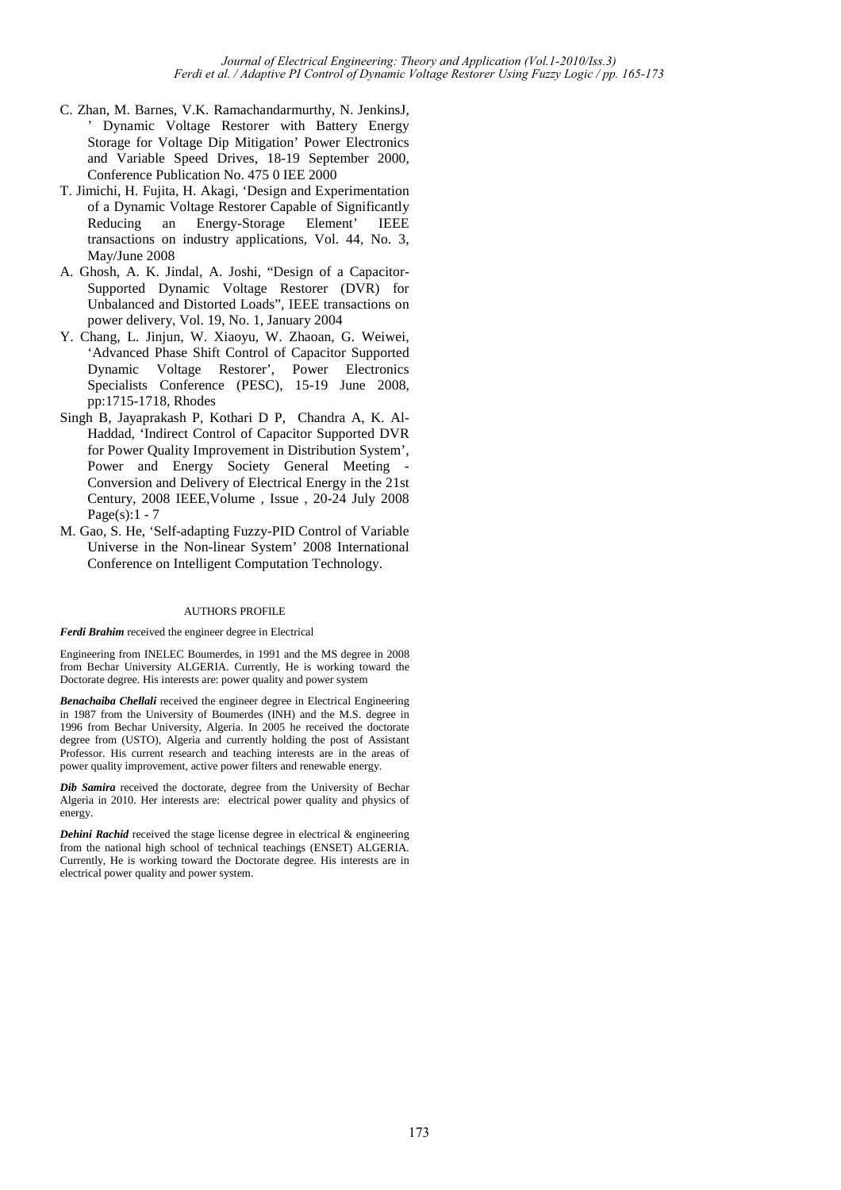C. Zhan, M. Barnes, V.K. Ramachandarmurthy, N. JenkinsJ, ' Dynamic Voltage Restorer with Battery Energy Storage for Voltage Dip Mitigation' Power Electronics and Variable Speed Drives, 18-19 September 2000, Conference Publication No. 475 0 IEE 2000

T. Jimichi, H. Fujita, H. Akagi, 'Design and Experimentation of a Dynamic Voltage Restorer Capable of Significantly Reducing an Energy-Storage Element' IEEE transactions on industry applications, Vol. 44, No. 3, May/June 2008

A. Ghosh, A. K. Jindal, A. Joshi, "Design of a Capacitor-Supported Dynamic Voltage Restorer (DVR) for Unbalanced and Distorted Loads", IEEE transactions on power delivery, Vol. 19, No. 1, January 2004

Y. Chang, L. Jinjun, W. Xiaoyu, W. Zhaoan, G. Weiwei, 'Advanced Phase Shift Control of Capacitor Supported Dynamic Voltage Restorer', Power Electronics Specialists Conference (PESC), 15-19 June 2008, pp:1715-1718, Rhodes

Singh B, Jayaprakash P, Kothari D P, Chandra A, K. Al-Haddad, 'Indirect Control of Capacitor Supported DVR for Power Quality Improvement in Distribution System', Power and Energy Society General Meeting - Conversion and Delivery of Electrical Energy in the 21st Century, 2008 IEEE,Volume , Issue , 20-24 July 2008 Page(s):1 - 7

M. Gao, S. He, 'Self-adapting Fuzzy-PID Control of Variable Universe in the Non-linear System' 2008 International Conference on Intelligent Computation Technology.

## AUTHORS PROFILE

***Ferdi Brahim*** received the engineer degree in Electrical Engineering from INELEC Boumerdes, in 1991 and the MS degree in 2008 from Bechar University ALGERIA. Currently, He is working toward the Doctorate degree. His interests are: power quality and power system

***Benachaiba Chellali*** received the engineer degree in Electrical Engineering in 1987 from the University of Boumerdes (INH) and the M.S. degree in 1996 from Bechar University, Algeria. In 2005 he received the doctorate degree from (USTO), Algeria and currently holding the post of Assistant Professor. His current research and teaching interests are in the areas of power quality improvement, active power filters and renewable energy.

***Dib Samira*** received the doctorate, degree from the University of Bechar Algeria in 2010. Her interests are: electrical power quality and physics of energy.

***Dehini Rachid*** received the stage license degree in electrical & engineering from the national high school of technical teachings (ENSET) ALGERIA. Currently, He is working toward the Doctorate degree. His interests are in electrical power quality and power system.